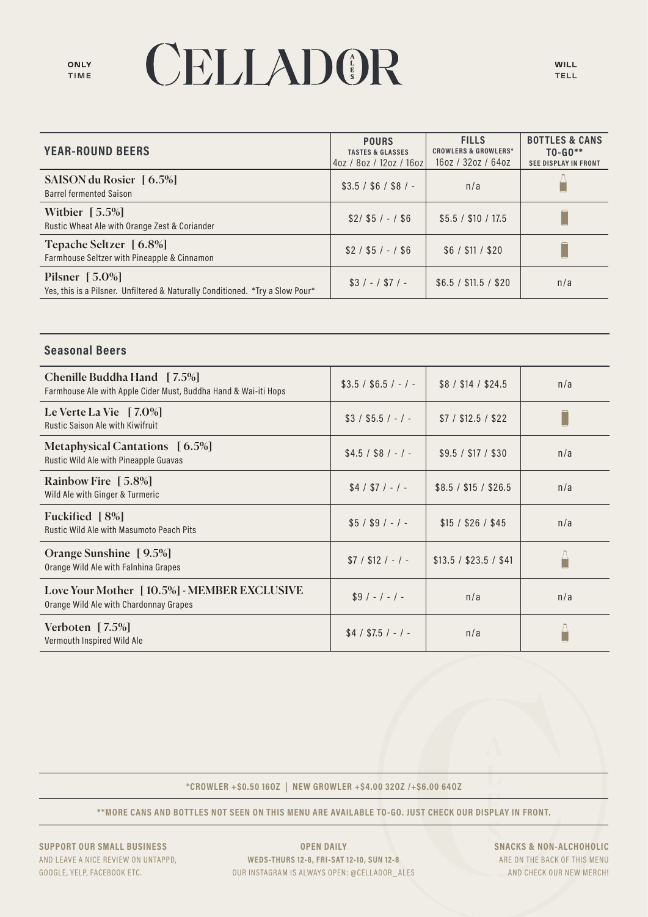ONLY TIME

# CELLADOR ALES

WILL TELL

| YEAR-ROUND BEERS | POURS TASTES & GLASSES 4oz / 8oz / 12oz / 16oz | FILLS CROWLERS & GROWLERS* 16oz / 32oz / 64oz | BOTTLES & CANS TO-GO** SEE DISPLAY IN FRONT |
|---|---|---|---|
| **SAISON du Rosier [ 6.5%]** Barrel fermented Saison | $3.5 / $6 / $8 / - | n/a | |
| **Witbier [ 5.5%]** Rustic Wheat Ale with Orange Zest & Coriander | $2/ $5 / - / $6 | $5.5 / $10 / 17.5 | |
| **Tepache Seltzer [ 6.8%]** Farmhouse Seltzer with Pineapple & Cinnamon | $2 / $5 / - / $6 | $6 / $11 / $20 | |
| **Pilsner [ 5.0%]** Yes, this is a Pilsner. Unfiltered & Naturally Conditioned. *Try a Slow Pour* | $3 / - / $7 / - | $6.5 / $11.5 / $20 | n/a |

| Seasonal Beers | | | |
|---|---|---|---|
| **Chenille Buddha Hand [ 7.5%]** Farmhouse Ale with Apple Cider Must, Buddha Hand & Wai-iti Hops | $3.5 / $6.5 / - / - | $8 / $14 / $24.5 | n/a |
| **Le Verte La Vie [ 7.0%]** Rustic Saison Ale with Kiwifruit | $3 / $5.5 / - / - | $7 / $12.5 / $22 | |
| **Metaphysical Cantations [ 6.5%]** Rustic Wild Ale with Pineapple Guavas | $4.5 / $8 / - / - | $9.5 / $17 / $30 | n/a |
| **Rainbow Fire [ 5.8%]** Wild Ale with Ginger & Turmeric | $4 / $7 / - / - | $8.5 / $15 / $26.5 | n/a |
| **Fuckified [ 8%]** Rustic Wild Ale with Masumoto Peach Pits | $5 / $9 / - / - | $15 / $26 / $45 | n/a |
| **Orange Sunshine [ 9.5%]** Orange Wild Ale with Falnhina Grapes | $7 / $12 / - / - | $13.5 / $23.5 / $41 | |
| **Love Your Mother [ 10.5%] - MEMBER EXCLUSIVE** Orange Wild Ale with Chardonnay Grapes | $9 / - / - / - | n/a | n/a |
| **Verboten [ 7.5%]** Vermouth Inspired Wild Ale | $4 / $7.5 / - / - | n/a | |

*CROWLER +$0.50 16OZ | NEW GROWLER +$4.00 32OZ /+$6.00 64OZ

**MORE CANS AND BOTTLES NOT SEEN ON THIS MENU ARE AVAILABLE TO-GO. JUST CHECK OUR DISPLAY IN FRONT.

**SUPPORT OUR SMALL BUSINESS**
AND LEAVE A NICE REVIEW ON UNTAPPD, GOOGLE, YELP, FACEBOOK ETC.

**OPEN DAILY**
**WEDS-THURS 12-8, FRI-SAT 12-10, SUN 12-8**
OUR INSTAGRAM IS ALWAYS OPEN: @CELLADOR_ALES

**SNACKS & NON-ALCHOHOLIC**
ARE ON THE BACK OF THIS MENU AND CHECK OUR NEW MERCH!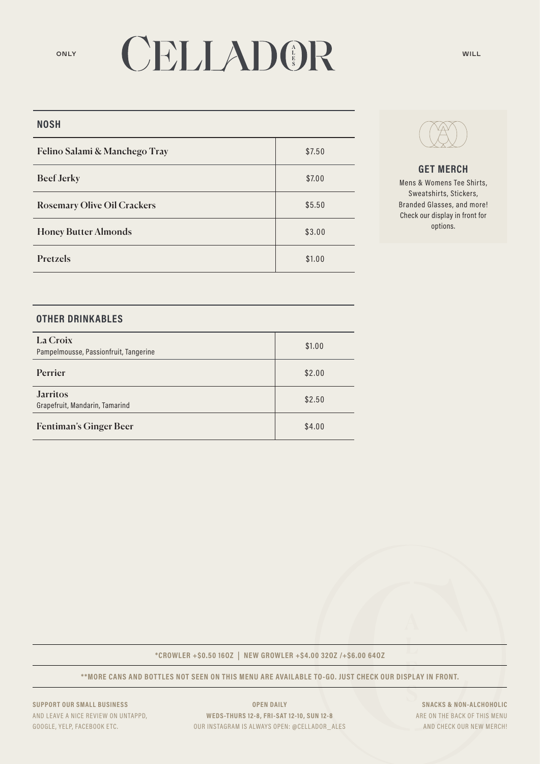ONLY

# CELLADOR

WILL

## NOSH

| | |
|---|---|
| Felino Salami & Manchego Tray | $7.50 |
| Beef Jerky | $7.00 |
| Rosemary Olive Oil Crackers | $5.50 |
| Honey Butter Almonds | $3.00 |
| Pretzels | $1.00 |

## OTHER DRINKABLES

| | |
|---|---|
| **La Croix**<br>Pampelmousse, Passionfruit, Tangerine | $1.00 |
| **Perrier** | $2.00 |
| **Jarritos**<br>Grapefruit, Mandarin, Tamarind | $2.50 |
| **Fentiman's Ginger Beer** | $4.00 |

### GET MERCH

Mens & Womens Tee Shirts, Sweatshirts, Stickers, Branded Glasses, and more! Check our display in front for options.

*CROWLER +$0.50 16OZ | NEW GROWLER +$4.00 32OZ /+$6.00 64OZ

**MORE CANS AND BOTTLES NOT SEEN ON THIS MENU ARE AVAILABLE TO-GO. JUST CHECK OUR DISPLAY IN FRONT.

**SUPPORT OUR SMALL BUSINESS**
AND LEAVE A NICE REVIEW ON UNTAPPD, GOOGLE, YELP, FACEBOOK ETC.

**OPEN DAILY**
**WEDS-THURS 12-8, FRI-SAT 12-10, SUN 12-8**
OUR INSTAGRAM IS ALWAYS OPEN: @CELLADOR_ALES

**SNACKS & NON-ALCHOHOLIC**
ARE ON THE BACK OF THIS MENU AND CHECK OUR NEW MERCH!